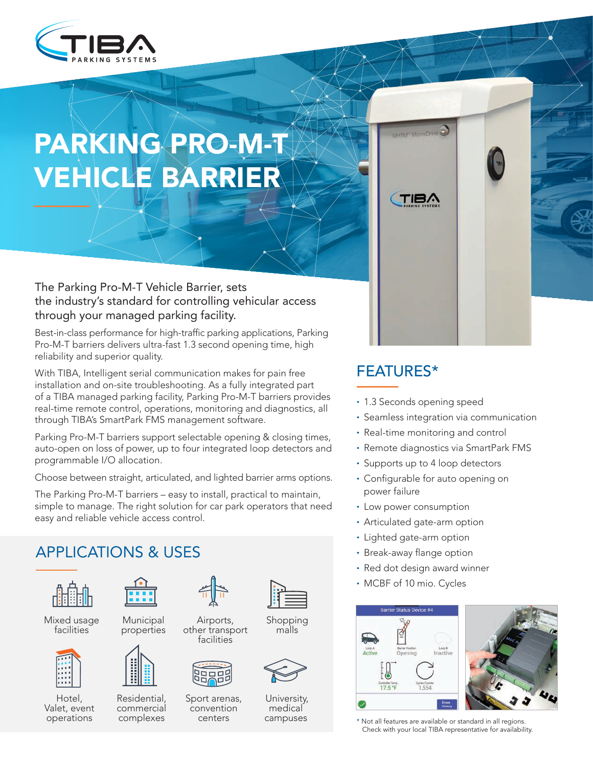# PARKING PRO-M-T VEHICLE BARRIER

The Parking Pro-M-T Vehicle Barrier, sets the industry's standard for controlling vehicular access through your managed parking facility.

Best-in-class performance for high-traffic parking applications, Parking Pro-M-T barriers delivers ultra-fast 1.3 second opening time, high reliability and superior quality.

With TIBA, Intelligent serial communication makes for pain free installation and on-site troubleshooting. As a fully integrated part of a TIBA managed parking facility, Parking Pro-M-T barriers provides real-time remote control, operations, monitoring and diagnostics, all through TIBA's SmartPark FMS management software.

Parking Pro-M-T barriers support selectable opening & closing times, auto-open on loss of power, up to four integrated loop detectors and programmable I/O allocation.

Choose between straight, articulated, and lighted barrier arms options.

The Parking Pro-M-T barriers – easy to install, practical to maintain, simple to manage. The right solution for car park operators that need easy and reliable vehicle access control.

## APPLICATIONS & USES

- Mixed usage facilities
- Municipal properties
- Airports, other transport facilities
- Shopping malls
- Hotel, Valet, event operations
- Residential, commercial complexes
- Sport arenas, convention centers
- University, medical campuses

## FEATURES*

- 1.3 Seconds opening speed
- Seamless integration via communication
- Real-time monitoring and control
- Remote diagnostics via SmartPark FMS
- Supports up to 4 loop detectors
- Configurable for auto opening on power failure
- Low power consumption
- Articulated gate-arm option
- Lighted gate-arm option
- Break-away flange option
- Red dot design award winner
- MCBF of 10 mio. Cycles

\* Not all features are available or standard in all regions. Check with your local TIBA representative for availability.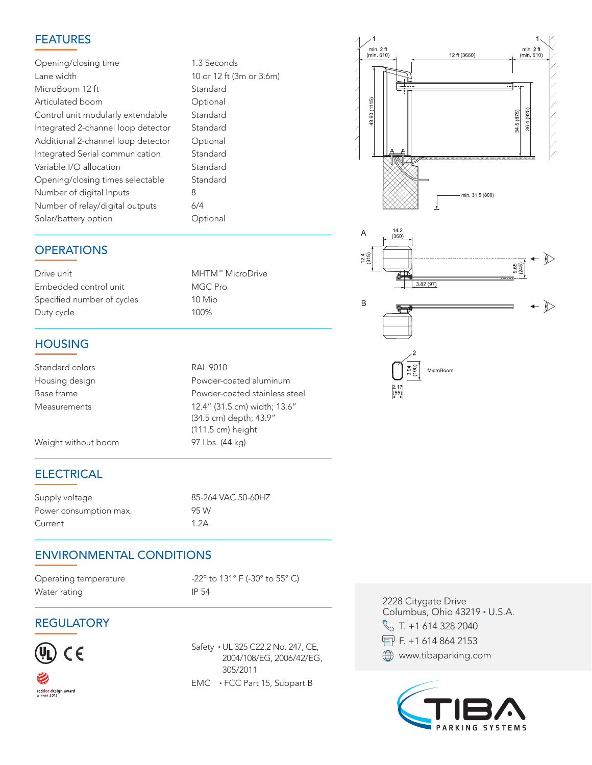## FEATURES

| | |
|---|---|
| Opening/closing time | 1.3 Seconds |
| Lane width | 10 or 12 ft (3m or 3.6m) |
| MicroBoom 12 ft | Standard |
| Articulated boom | Optional |
| Control unit modularly extendable | Standard |
| Integrated 2-channel loop detector | Standard |
| Additional 2-channel loop detector | Optional |
| Integrated Serial communication | Standard |
| Variable I/O allocation | Standard |
| Opening/closing times selectable | Standard |
| Number of digital Inputs | 8 |
| Number of relay/digital outputs | 6/4 |
| Solar/battery option | Optional |

## OPERATIONS

| | |
|---|---|
| Drive unit | MHTM™ MicroDrive |
| Embedded control unit | MGC Pro |
| Specified number of cycles | 10 Mio |
| Duty cycle | 100% |

## HOUSING

| | |
|---|---|
| Standard colors | RAL 9010 |
| Housing design | Powder-coated aluminum |
| Base frame | Powder-coated stainless steel |
| Measurements | 12.4" (31.5 cm) width; 13.6" (34.5 cm) depth; 43.9" (111.5 cm) height |
| Weight without boom | 97 Lbs. (44 kg) |

## ELECTRICAL

| | |
|---|---|
| Supply voltage | 85-264 VAC 50-60HZ |
| Power consumption max. | 95 W |
| Current | 1.2A |

## ENVIRONMENTAL CONDITIONS

| | |
|---|---|
| Operating temperature | -22° to 131° F (-30° to 55° C) |
| Water rating | IP 54 |

## REGULATORY

reddot design award winner 2012

Safety • UL 325 C22.2 No. 247, CE, 2004/108/EG, 2006/42/EG, 305/2011

EMC • FCC Part 15, Subpart B

1
min. 2 ft
(min. 610)
12 ft (3660)
1
min. 2 ft
(min. 610)
43.90 (1115)
34.5 (875)
36.4 (925)
min. 31.5 (800)

A
14.2
(360)
12.4
(315)
9.65
(245)
3.82 (97)

B

2
3.94
(100)
2.17
(55)
MicroBoom

2228 Citygate Drive
Columbus, Ohio 43219 • U.S.A.
T. +1 614 328 2040
F. +1 614 864 2153
www.tibaparking.com

TIBA PARKING SYSTEMS